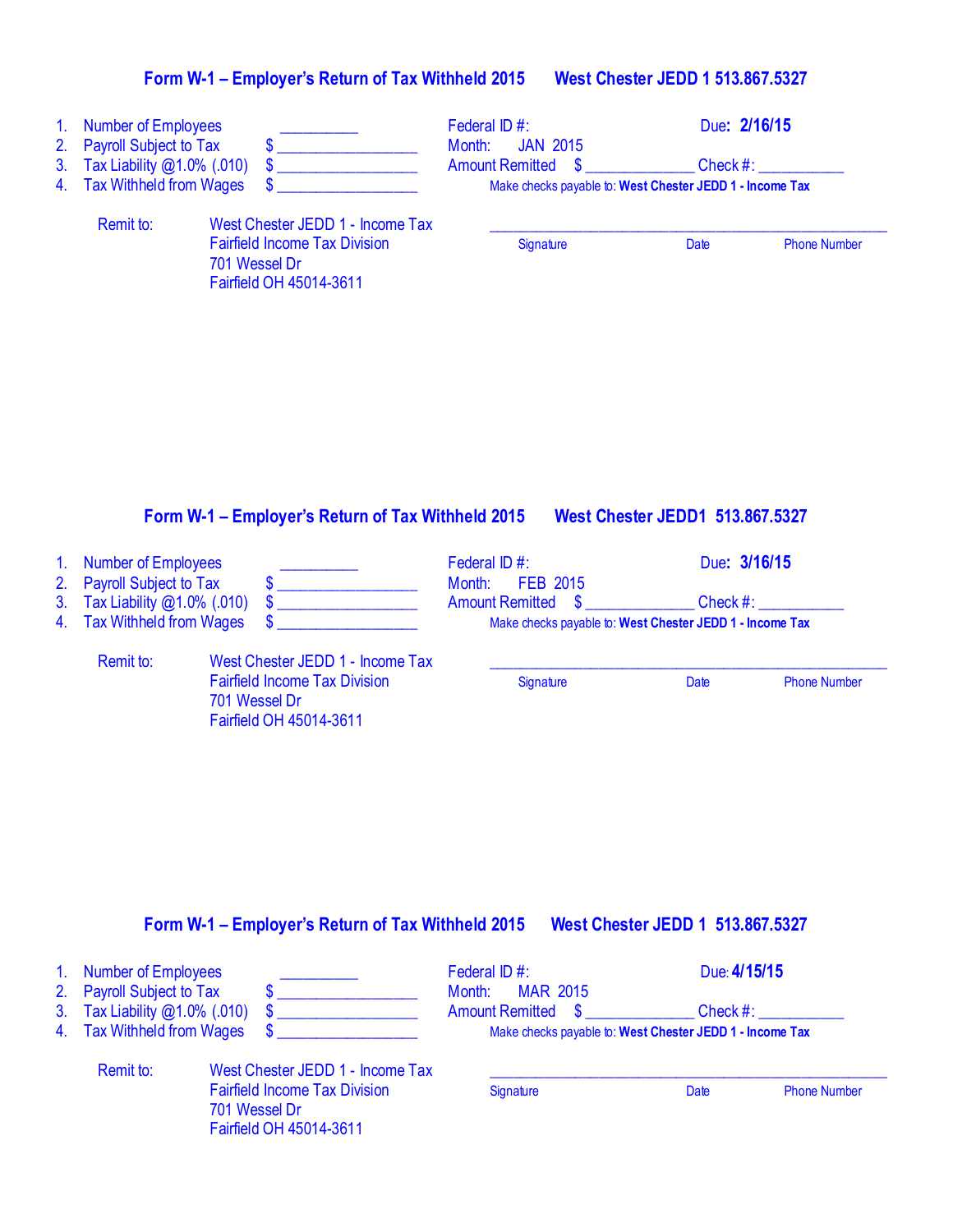## Form W-1 – Employer's Return of Tax Withheld 2015 West Chester JEDD 1 513.867.5327

1. Number of Employees __________
2. Payroll Subject to Tax $ __________________
3. Tax Liability @1.0% (.010) $ __________________
4. Tax Withheld from Wages $ __________________

Federal ID #:

**Due: 2/16/15**

Month: JAN 2015

Amount Remitted $ ______________ Check #: ___________

Make checks payable to: **West Chester JEDD 1 - Income Tax**

Remit to:
West Chester JEDD 1 - Income Tax
Fairfield Income Tax Division
701 Wessel Dr
Fairfield OH 45014-3611

_______________________________________________________

Signature Date Phone Number

## Form W-1 – Employer's Return of Tax Withheld 2015 West Chester JEDD1 513.867.5327

1. Number of Employees __________
2. Payroll Subject to Tax $ __________________
3. Tax Liability @1.0% (.010) $ __________________
4. Tax Withheld from Wages $ __________________

Federal ID #:

**Due: 3/16/15**

Month: FEB 2015

Amount Remitted $ ______________ Check #: ___________

Make checks payable to: **West Chester JEDD 1 - Income Tax**

Remit to:
West Chester JEDD 1 - Income Tax
Fairfield Income Tax Division
701 Wessel Dr
Fairfield OH 45014-3611

_______________________________________________________

Signature Date Phone Number

## Form W-1 – Employer's Return of Tax Withheld 2015 West Chester JEDD 1 513.867.5327

1. Number of Employees __________
2. Payroll Subject to Tax $ __________________
3. Tax Liability @1.0% (.010) $ __________________
4. Tax Withheld from Wages $ __________________

Federal ID #:

Due: **4/15/15**

Month: MAR 2015

Amount Remitted $ ______________ Check #: ___________

Make checks payable to: **West Chester JEDD 1 - Income Tax**

Remit to:
West Chester JEDD 1 - Income Tax
Fairfield Income Tax Division
701 Wessel Dr
Fairfield OH 45014-3611

_______________________________________________________

Signature Date Phone Number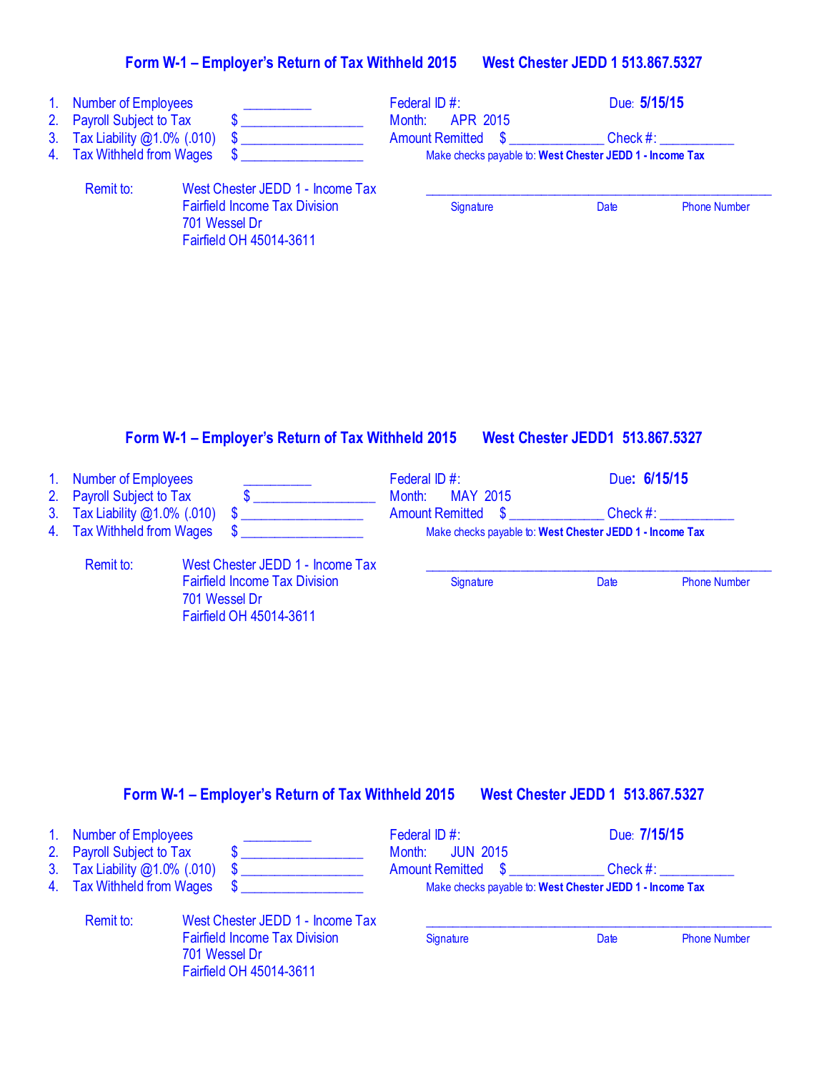## Form W-1 – Employer's Return of Tax Withheld 2015 West Chester JEDD 1 513.867.5327

1. Number of Employees __________
2. Payroll Subject to Tax $ _________________
3. Tax Liability @1.0% (.010) $ _________________
4. Tax Withheld from Wages $ _________________

Federal ID #:

Due: **5/15/15**

Month: APR 2015

Amount Remitted $ _____________ Check #: ___________

Make checks payable to: **West Chester JEDD 1 - Income Tax**

Remit to: West Chester JEDD 1 - Income Tax
Fairfield Income Tax Division
701 Wessel Dr
Fairfield OH 45014-3611

_______________________________________________

Signature Date Phone Number

## Form W-1 – Employer's Return of Tax Withheld 2015 West Chester JEDD1 513.867.5327

1. Number of Employees __________
2. Payroll Subject to Tax $ _________________
3. Tax Liability @1.0% (.010) $ _________________
4. Tax Withheld from Wages $ _________________

Federal ID #:

Due: **6/15/15**

Month: MAY 2015

Amount Remitted $ _____________ Check #: ___________

Make checks payable to: **West Chester JEDD 1 - Income Tax**

Remit to: West Chester JEDD 1 - Income Tax
Fairfield Income Tax Division
701 Wessel Dr
Fairfield OH 45014-3611

_______________________________________________

Signature Date Phone Number

## Form W-1 – Employer's Return of Tax Withheld 2015 West Chester JEDD 1 513.867.5327

1. Number of Employees __________
2. Payroll Subject to Tax $ _________________
3. Tax Liability @1.0% (.010) $ _________________
4. Tax Withheld from Wages $ _________________

Federal ID #:

Due: **7/15/15**

Month: JUN 2015

Amount Remitted $ _____________ Check #: ___________

Make checks payable to: **West Chester JEDD 1 - Income Tax**

Remit to: West Chester JEDD 1 - Income Tax
Fairfield Income Tax Division
701 Wessel Dr
Fairfield OH 45014-3611

_______________________________________________

Signature Date Phone Number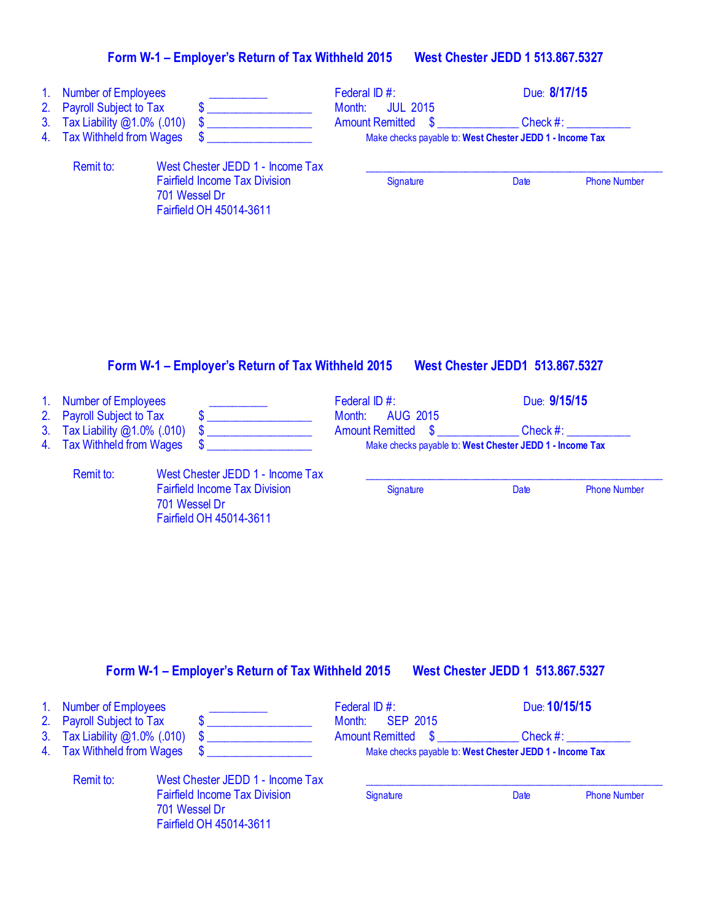## Form W-1 – Employer's Return of Tax Withheld 2015 West Chester JEDD 1 513.867.5327

1. Number of Employees __________
2. Payroll Subject to Tax $ _________________
3. Tax Liability @1.0% (.010) $ _________________
4. Tax Withheld from Wages $ _________________

Federal ID #:

Due: **8/17/15**

Month: JUL 2015

Amount Remitted $ _____________ Check #: __________

Make checks payable to: **West Chester JEDD 1 - Income Tax**

Remit to:

West Chester JEDD 1 - Income Tax
Fairfield Income Tax Division
701 Wessel Dr
Fairfield OH 45014-3611

_____________________________________________

Signature Date Phone Number

## Form W-1 – Employer's Return of Tax Withheld 2015 West Chester JEDD1 513.867.5327

1. Number of Employees __________
2. Payroll Subject to Tax $ _________________
3. Tax Liability @1.0% (.010) $ _________________
4. Tax Withheld from Wages $ _________________

Federal ID #:

Due: **9/15/15**

Month: AUG 2015

Amount Remitted $ _____________ Check #: __________

Make checks payable to: **West Chester JEDD 1 - Income Tax**

Remit to:

West Chester JEDD 1 - Income Tax
Fairfield Income Tax Division
701 Wessel Dr
Fairfield OH 45014-3611

_____________________________________________

Signature Date Phone Number

## Form W-1 – Employer's Return of Tax Withheld 2015 West Chester JEDD 1 513.867.5327

1. Number of Employees __________
2. Payroll Subject to Tax $ _________________
3. Tax Liability @1.0% (.010) $ _________________
4. Tax Withheld from Wages $ _________________

Federal ID #:

Due: **10/15/15**

Month: SEP 2015

Amount Remitted $ _____________ Check #: __________

Make checks payable to: **West Chester JEDD 1 - Income Tax**

Remit to:

West Chester JEDD 1 - Income Tax
Fairfield Income Tax Division
701 Wessel Dr
Fairfield OH 45014-3611

_____________________________________________

Signature Date Phone Number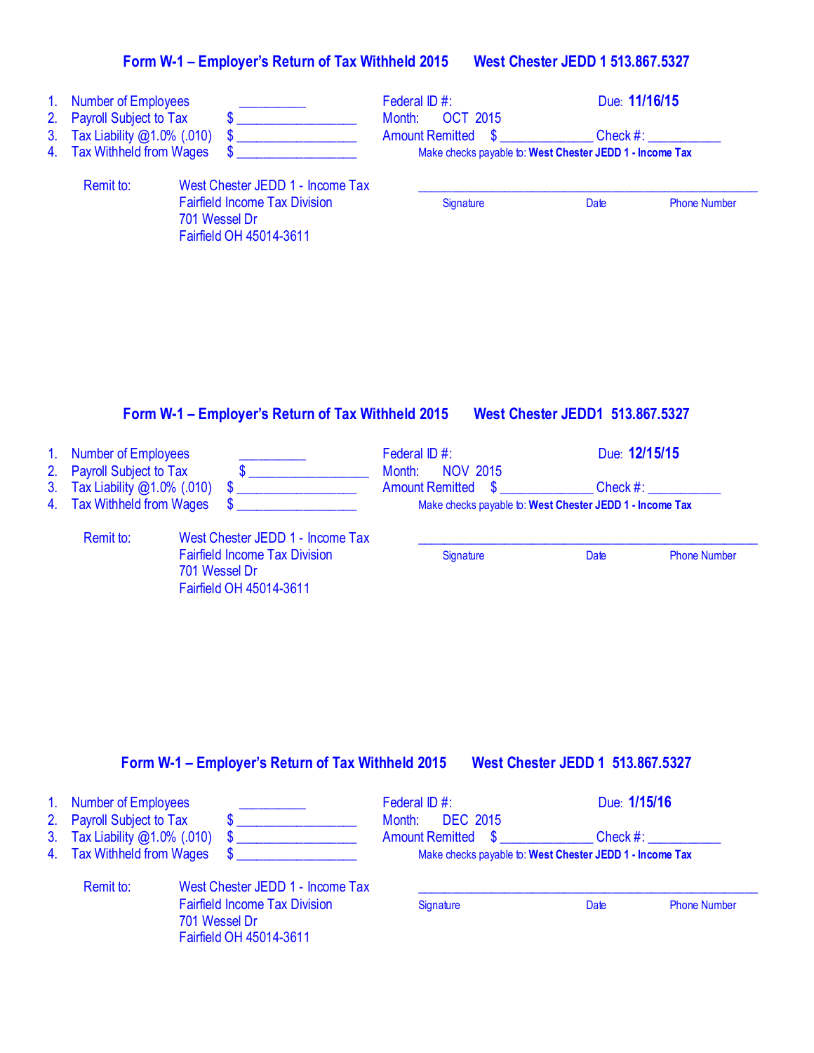## Form W-1 – Employer's Return of Tax Withheld 2015 West Chester JEDD 1 513.867.5327

1. Number of Employees __________
2. Payroll Subject to Tax $ __________________
3. Tax Liability @1.0% (.010) $ __________________
4. Tax Withheld from Wages $ __________________

Federal ID #:

Due: **11/16/15**

Month: OCT 2015

Amount Remitted $ ______________ Check #: ___________

Make checks payable to: **West Chester JEDD 1 - Income Tax**

Remit to: West Chester JEDD 1 - Income Tax
Fairfield Income Tax Division
701 Wessel Dr
Fairfield OH 45014-3611

_____________________________________________________

Signature Date Phone Number

## Form W-1 – Employer's Return of Tax Withheld 2015 West Chester JEDD1 513.867.5327

1. Number of Employees __________
2. Payroll Subject to Tax $ __________________
3. Tax Liability @1.0% (.010) $ __________________
4. Tax Withheld from Wages $ __________________

Federal ID #:

Due: **12/15/15**

Month: NOV 2015

Amount Remitted $ ______________ Check #: ___________

Make checks payable to: **West Chester JEDD 1 - Income Tax**

Remit to: West Chester JEDD 1 - Income Tax
Fairfield Income Tax Division
701 Wessel Dr
Fairfield OH 45014-3611

_____________________________________________________

Signature Date Phone Number

## Form W-1 – Employer's Return of Tax Withheld 2015 West Chester JEDD 1 513.867.5327

1. Number of Employees __________
2. Payroll Subject to Tax $ __________________
3. Tax Liability @1.0% (.010) $ __________________
4. Tax Withheld from Wages $ __________________

Federal ID #:

Due: **1/15/16**

Month: DEC 2015

Amount Remitted $ ______________ Check #: ___________

Make checks payable to: **West Chester JEDD 1 - Income Tax**

Remit to: West Chester JEDD 1 - Income Tax
Fairfield Income Tax Division
701 Wessel Dr
Fairfield OH 45014-3611

_____________________________________________________

Signature Date Phone Number